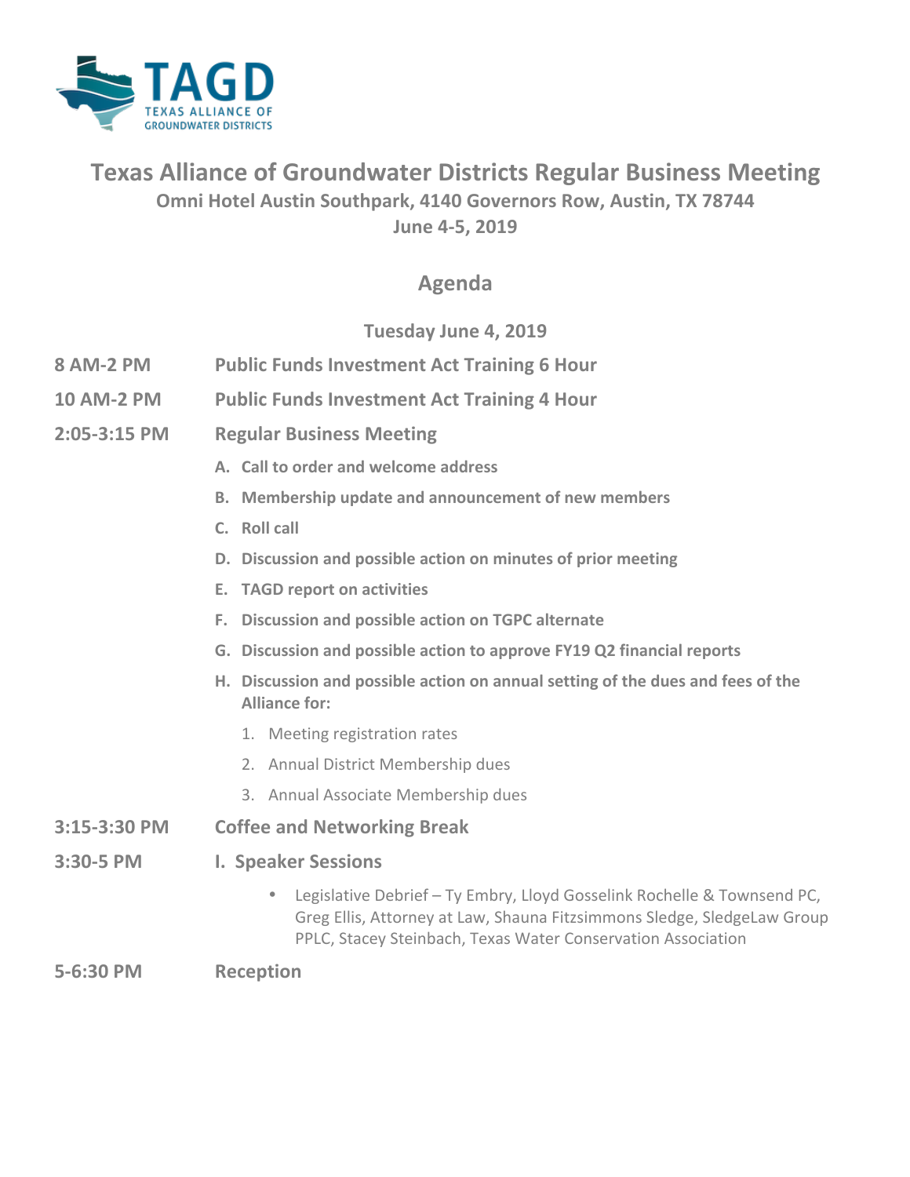TAGD
TEXAS ALLIANCE OF GROUNDWATER DISTRICTS

# Texas Alliance of Groundwater Districts Regular Business Meeting

**Omni Hotel Austin Southpark, 4140 Governors Row, Austin, TX 78744**

**June 4-5, 2019**

## Agenda

### Tuesday June 4, 2019

**8 AM-2 PM** **Public Funds Investment Act Training 6 Hour**

**10 AM-2 PM** **Public Funds Investment Act Training 4 Hour**

**2:05-3:15 PM** **Regular Business Meeting**

- **A. Call to order and welcome address**
- **B. Membership update and announcement of new members**
- **C. Roll call**
- **D. Discussion and possible action on minutes of prior meeting**
- **E. TAGD report on activities**
- **F. Discussion and possible action on TGPC alternate**
- **G. Discussion and possible action to approve FY19 Q2 financial reports**
- **H. Discussion and possible action on annual setting of the dues and fees of the Alliance for:**
  1. Meeting registration rates
  2. Annual District Membership dues
  3. Annual Associate Membership dues

**3:15-3:30 PM** **Coffee and Networking Break**

**3:30-5 PM** **I. Speaker Sessions**

- Legislative Debrief – Ty Embry, Lloyd Gosselink Rochelle & Townsend PC, Greg Ellis, Attorney at Law, Shauna Fitzsimmons Sledge, SledgeLaw Group PPLC, Stacey Steinbach, Texas Water Conservation Association

**5-6:30 PM** **Reception**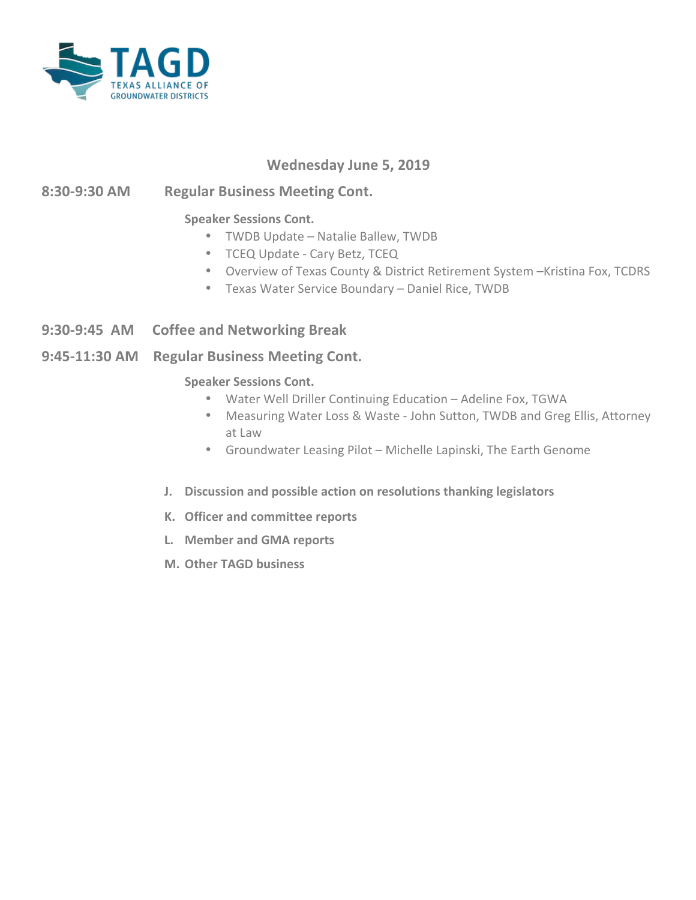TAGD
TEXAS ALLIANCE OF GROUNDWATER DISTRICTS

## Wednesday June 5, 2019

**8:30-9:30 AM Regular Business Meeting Cont.**

**Speaker Sessions Cont.**

- TWDB Update – Natalie Ballew, TWDB
- TCEQ Update - Cary Betz, TCEQ
- Overview of Texas County & District Retirement System –Kristina Fox, TCDRS
- Texas Water Service Boundary – Daniel Rice, TWDB

**9:30-9:45 AM Coffee and Networking Break**

**9:45-11:30 AM Regular Business Meeting Cont.**

**Speaker Sessions Cont.**

- Water Well Driller Continuing Education – Adeline Fox, TGWA
- Measuring Water Loss & Waste - John Sutton, TWDB and Greg Ellis, Attorney at Law
- Groundwater Leasing Pilot – Michelle Lapinski, The Earth Genome

**J. Discussion and possible action on resolutions thanking legislators**

**K. Officer and committee reports**

**L. Member and GMA reports**

**M. Other TAGD business**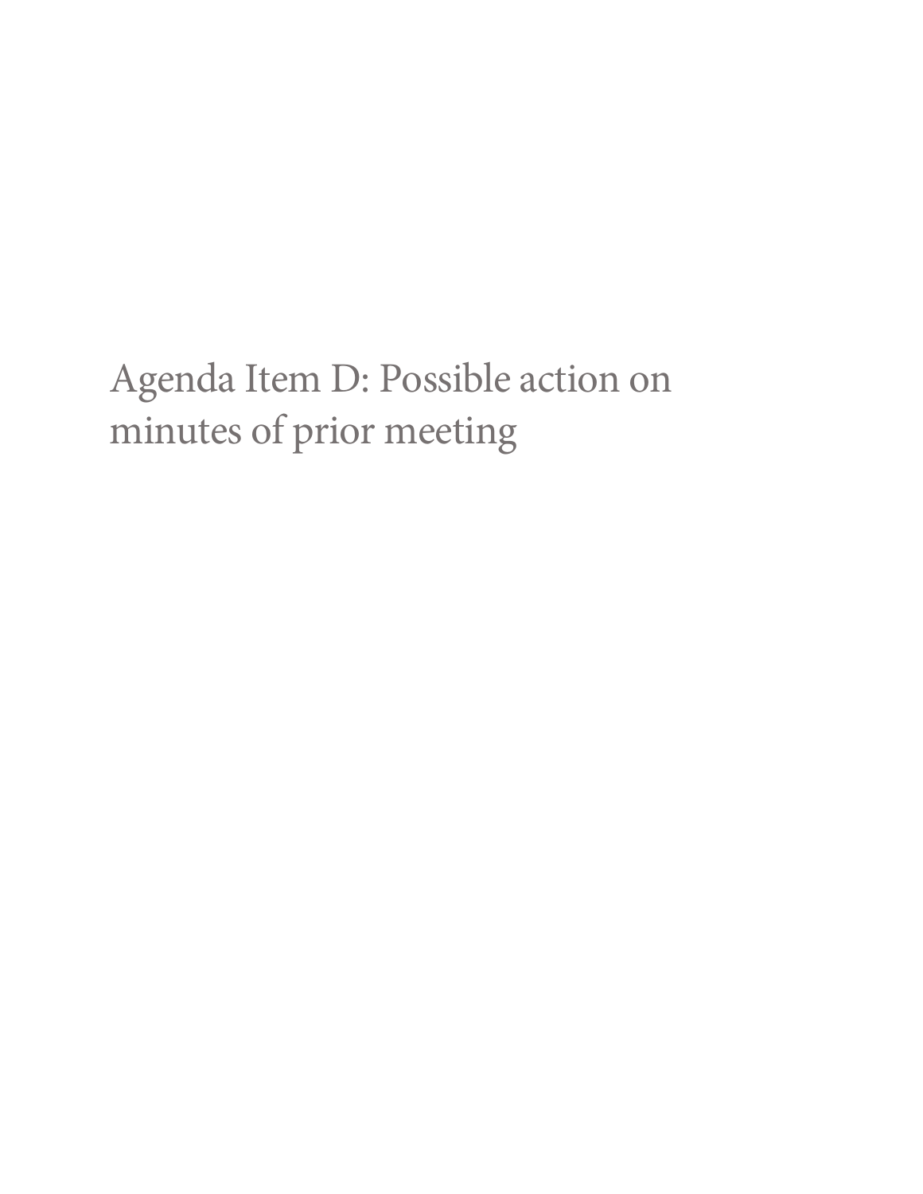# Agenda Item D: Possible action on minutes of prior meeting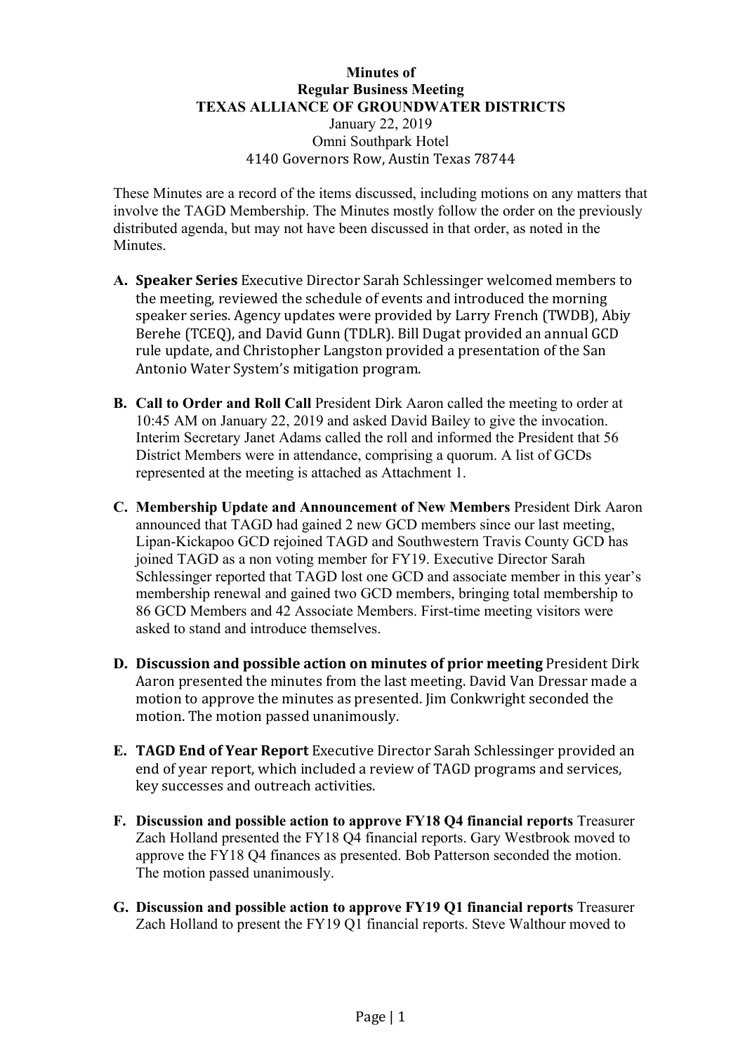# Minutes of
## Regular Business Meeting
## TEXAS ALLIANCE OF GROUNDWATER DISTRICTS

January 22, 2019
Omni Southpark Hotel
4140 Governors Row, Austin Texas 78744

These Minutes are a record of the items discussed, including motions on any matters that involve the TAGD Membership. The Minutes mostly follow the order on the previously distributed agenda, but may not have been discussed in that order, as noted in the Minutes.

A. **Speaker Series** Executive Director Sarah Schlessinger welcomed members to the meeting, reviewed the schedule of events and introduced the morning speaker series. Agency updates were provided by Larry French (TWDB), Abiy Berehe (TCEQ), and David Gunn (TDLR). Bill Dugat provided an annual GCD rule update, and Christopher Langston provided a presentation of the San Antonio Water System's mitigation program.

B. **Call to Order and Roll Call** President Dirk Aaron called the meeting to order at 10:45 AM on January 22, 2019 and asked David Bailey to give the invocation. Interim Secretary Janet Adams called the roll and informed the President that 56 District Members were in attendance, comprising a quorum. A list of GCDs represented at the meeting is attached as Attachment 1.

C. **Membership Update and Announcement of New Members** President Dirk Aaron announced that TAGD had gained 2 new GCD members since our last meeting, Lipan-Kickapoo GCD rejoined TAGD and Southwestern Travis County GCD has joined TAGD as a non voting member for FY19. Executive Director Sarah Schlessinger reported that TAGD lost one GCD and associate member in this year's membership renewal and gained two GCD members, bringing total membership to 86 GCD Members and 42 Associate Members. First-time meeting visitors were asked to stand and introduce themselves.

D. **Discussion and possible action on minutes of prior meeting** President Dirk Aaron presented the minutes from the last meeting. David Van Dressar made a motion to approve the minutes as presented. Jim Conkwright seconded the motion. The motion passed unanimously.

E. **TAGD End of Year Report** Executive Director Sarah Schlessinger provided an end of year report, which included a review of TAGD programs and services, key successes and outreach activities.

F. **Discussion and possible action to approve FY18 Q4 financial reports** Treasurer Zach Holland presented the FY18 Q4 financial reports. Gary Westbrook moved to approve the FY18 Q4 finances as presented. Bob Patterson seconded the motion. The motion passed unanimously.

G. **Discussion and possible action to approve FY19 Q1 financial reports** Treasurer Zach Holland to present the FY19 Q1 financial reports. Steve Walthour moved to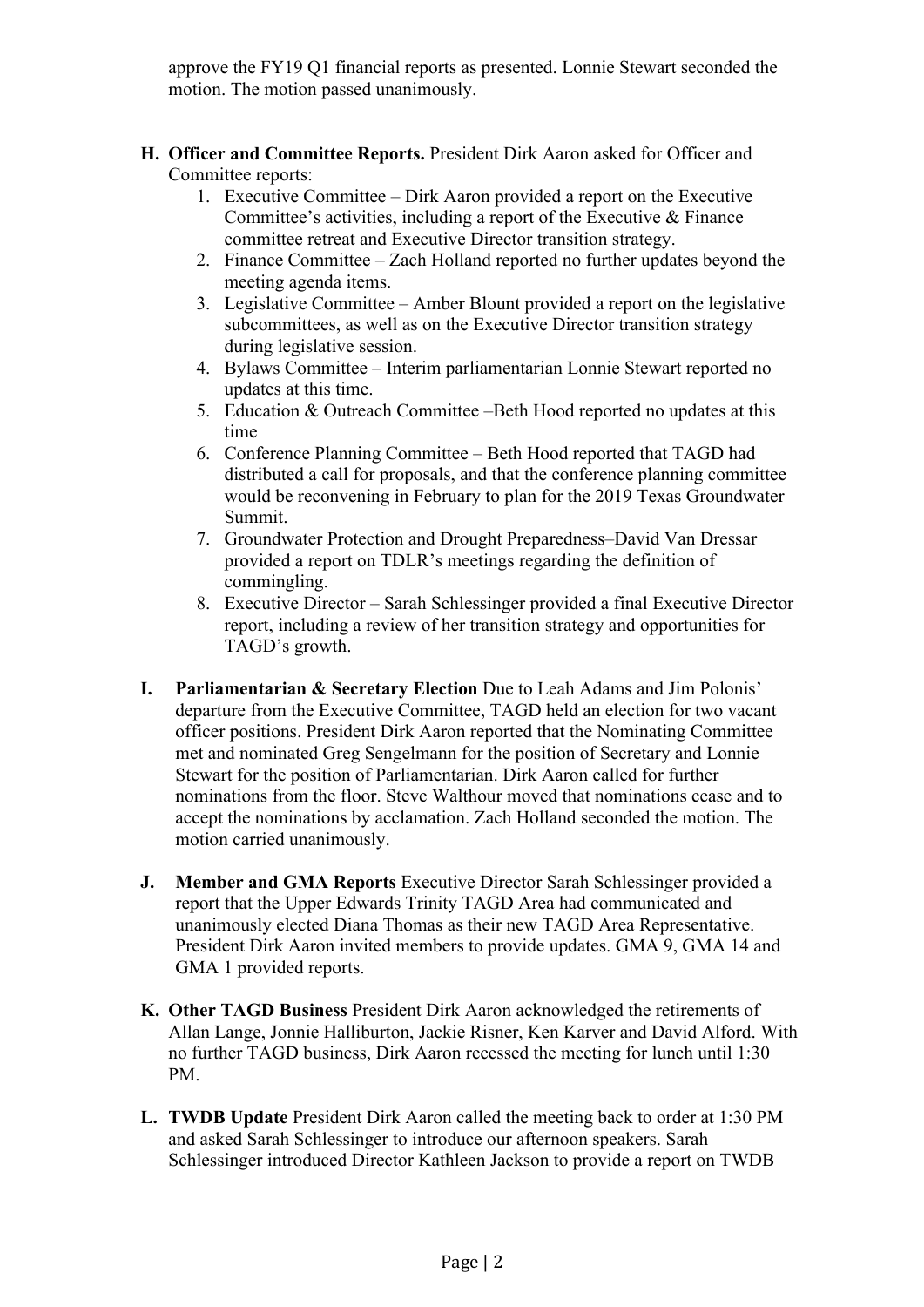approve the FY19 Q1 financial reports as presented. Lonnie Stewart seconded the motion. The motion passed unanimously.

**H. Officer and Committee Reports.** President Dirk Aaron asked for Officer and Committee reports:

1. Executive Committee – Dirk Aaron provided a report on the Executive Committee's activities, including a report of the Executive & Finance committee retreat and Executive Director transition strategy.
2. Finance Committee – Zach Holland reported no further updates beyond the meeting agenda items.
3. Legislative Committee – Amber Blount provided a report on the legislative subcommittees, as well as on the Executive Director transition strategy during legislative session.
4. Bylaws Committee – Interim parliamentarian Lonnie Stewart reported no updates at this time.
5. Education & Outreach Committee –Beth Hood reported no updates at this time
6. Conference Planning Committee – Beth Hood reported that TAGD had distributed a call for proposals, and that the conference planning committee would be reconvening in February to plan for the 2019 Texas Groundwater Summit.
7. Groundwater Protection and Drought Preparedness–David Van Dressar provided a report on TDLR's meetings regarding the definition of commingling.
8. Executive Director – Sarah Schlessinger provided a final Executive Director report, including a review of her transition strategy and opportunities for TAGD's growth.

**I. Parliamentarian & Secretary Election** Due to Leah Adams and Jim Polonis' departure from the Executive Committee, TAGD held an election for two vacant officer positions. President Dirk Aaron reported that the Nominating Committee met and nominated Greg Sengelmann for the position of Secretary and Lonnie Stewart for the position of Parliamentarian. Dirk Aaron called for further nominations from the floor. Steve Walthour moved that nominations cease and to accept the nominations by acclamation. Zach Holland seconded the motion. The motion carried unanimously.

**J. Member and GMA Reports** Executive Director Sarah Schlessinger provided a report that the Upper Edwards Trinity TAGD Area had communicated and unanimously elected Diana Thomas as their new TAGD Area Representative. President Dirk Aaron invited members to provide updates. GMA 9, GMA 14 and GMA 1 provided reports.

**K. Other TAGD Business** President Dirk Aaron acknowledged the retirements of Allan Lange, Jonnie Halliburton, Jackie Risner, Ken Karver and David Alford. With no further TAGD business, Dirk Aaron recessed the meeting for lunch until 1:30 PM.

**L. TWDB Update** President Dirk Aaron called the meeting back to order at 1:30 PM and asked Sarah Schlessinger to introduce our afternoon speakers. Sarah Schlessinger introduced Director Kathleen Jackson to provide a report on TWDB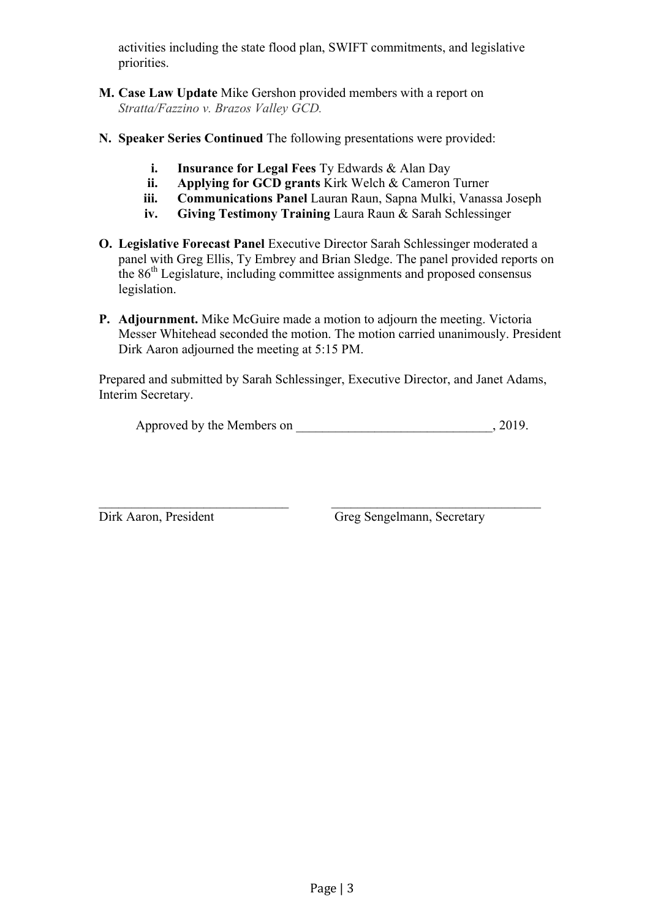activities including the state flood plan, SWIFT commitments, and legislative priorities.

**M. Case Law Update** Mike Gershon provided members with a report on *Stratta/Fazzino v. Brazos Valley GCD.*

**N. Speaker Series Continued** The following presentations were provided:

- **i. Insurance for Legal Fees** Ty Edwards & Alan Day
- **ii. Applying for GCD grants** Kirk Welch & Cameron Turner
- **iii. Communications Panel** Lauran Raun, Sapna Mulki, Vanassa Joseph
- **iv. Giving Testimony Training** Laura Raun & Sarah Schlessinger

**O. Legislative Forecast Panel** Executive Director Sarah Schlessinger moderated a panel with Greg Ellis, Ty Embrey and Brian Sledge. The panel provided reports on the 86th Legislature, including committee assignments and proposed consensus legislation.

**P. Adjournment.** Mike McGuire made a motion to adjourn the meeting. Victoria Messer Whitehead seconded the motion. The motion carried unanimously. President Dirk Aaron adjourned the meeting at 5:15 PM.

Prepared and submitted by Sarah Schlessinger, Executive Director, and Janet Adams, Interim Secretary.

Approved by the Members on ______________________________, 2019.

______________________________ ______________________________

Dirk Aaron, President Greg Sengelmann, Secretary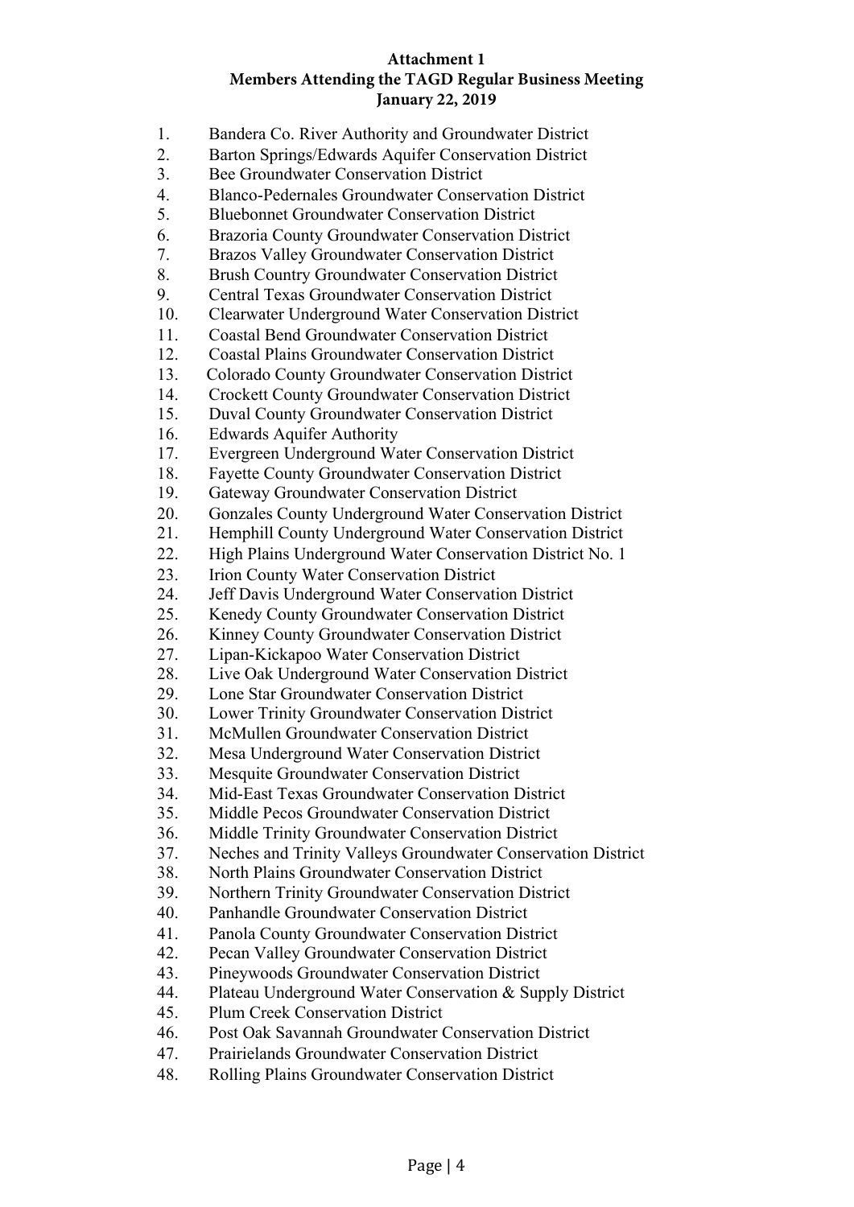**Attachment 1**
**Members Attending the TAGD Regular Business Meeting**
**January 22, 2019**

1. Bandera Co. River Authority and Groundwater District
2. Barton Springs/Edwards Aquifer Conservation District
3. Bee Groundwater Conservation District
4. Blanco-Pedernales Groundwater Conservation District
5. Bluebonnet Groundwater Conservation District
6. Brazoria County Groundwater Conservation District
7. Brazos Valley Groundwater Conservation District
8. Brush Country Groundwater Conservation District
9. Central Texas Groundwater Conservation District
10. Clearwater Underground Water Conservation District
11. Coastal Bend Groundwater Conservation District
12. Coastal Plains Groundwater Conservation District
13. Colorado County Groundwater Conservation District
14. Crockett County Groundwater Conservation District
15. Duval County Groundwater Conservation District
16. Edwards Aquifer Authority
17. Evergreen Underground Water Conservation District
18. Fayette County Groundwater Conservation District
19. Gateway Groundwater Conservation District
20. Gonzales County Underground Water Conservation District
21. Hemphill County Underground Water Conservation District
22. High Plains Underground Water Conservation District No. 1
23. Irion County Water Conservation District
24. Jeff Davis Underground Water Conservation District
25. Kenedy County Groundwater Conservation District
26. Kinney County Groundwater Conservation District
27. Lipan-Kickapoo Water Conservation District
28. Live Oak Underground Water Conservation District
29. Lone Star Groundwater Conservation District
30. Lower Trinity Groundwater Conservation District
31. McMullen Groundwater Conservation District
32. Mesa Underground Water Conservation District
33. Mesquite Groundwater Conservation District
34. Mid-East Texas Groundwater Conservation District
35. Middle Pecos Groundwater Conservation District
36. Middle Trinity Groundwater Conservation District
37. Neches and Trinity Valleys Groundwater Conservation District
38. North Plains Groundwater Conservation District
39. Northern Trinity Groundwater Conservation District
40. Panhandle Groundwater Conservation District
41. Panola County Groundwater Conservation District
42. Pecan Valley Groundwater Conservation District
43. Pineywoods Groundwater Conservation District
44. Plateau Underground Water Conservation & Supply District
45. Plum Creek Conservation District
46. Post Oak Savannah Groundwater Conservation District
47. Prairielands Groundwater Conservation District
48. Rolling Plains Groundwater Conservation District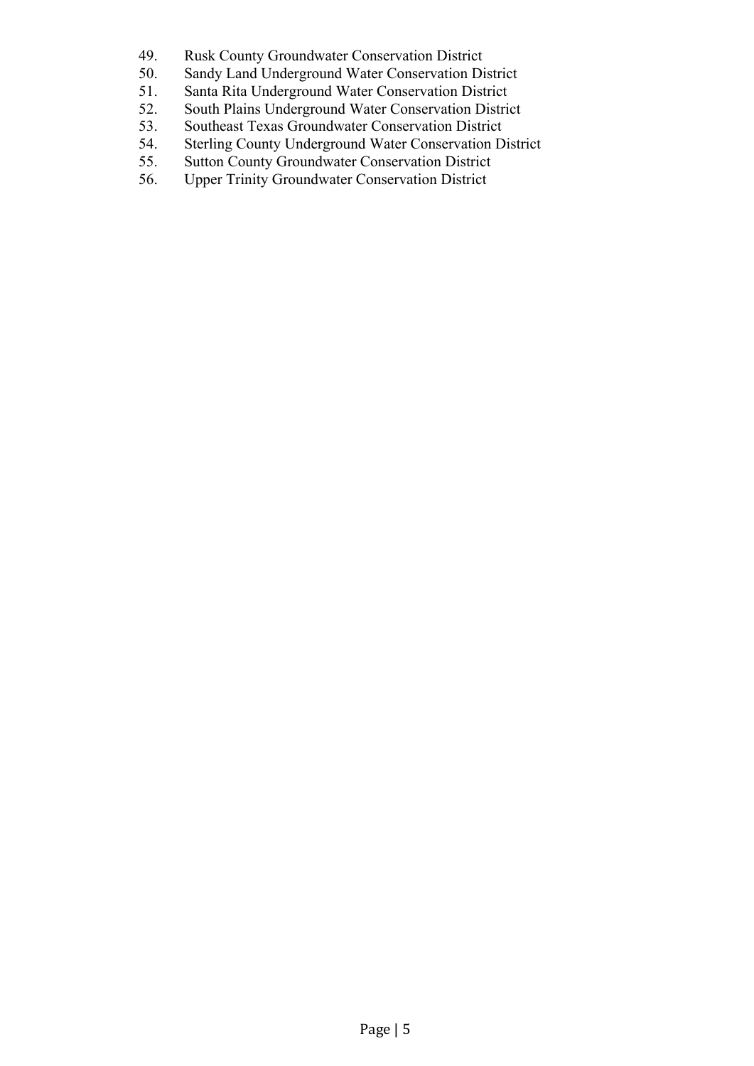49. Rusk County Groundwater Conservation District
50. Sandy Land Underground Water Conservation District
51. Santa Rita Underground Water Conservation District
52. South Plains Underground Water Conservation District
53. Southeast Texas Groundwater Conservation District
54. Sterling County Underground Water Conservation District
55. Sutton County Groundwater Conservation District
56. Upper Trinity Groundwater Conservation District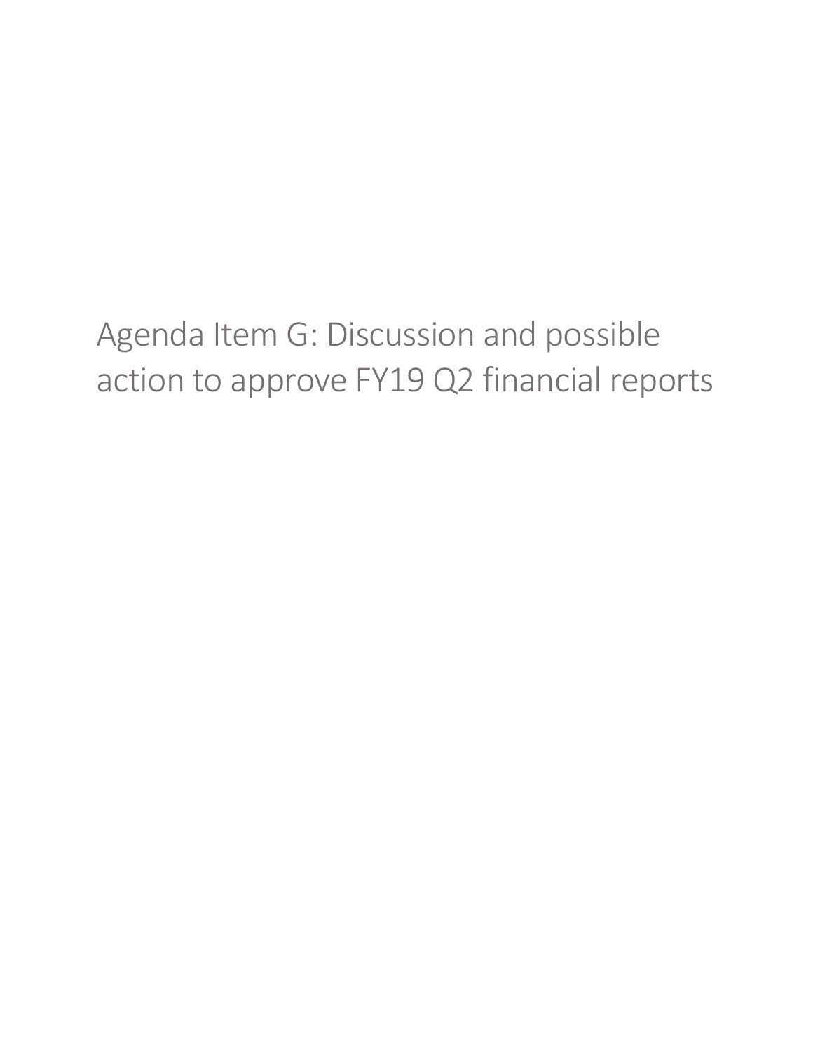# Agenda Item G: Discussion and possible action to approve FY19 Q2 financial reports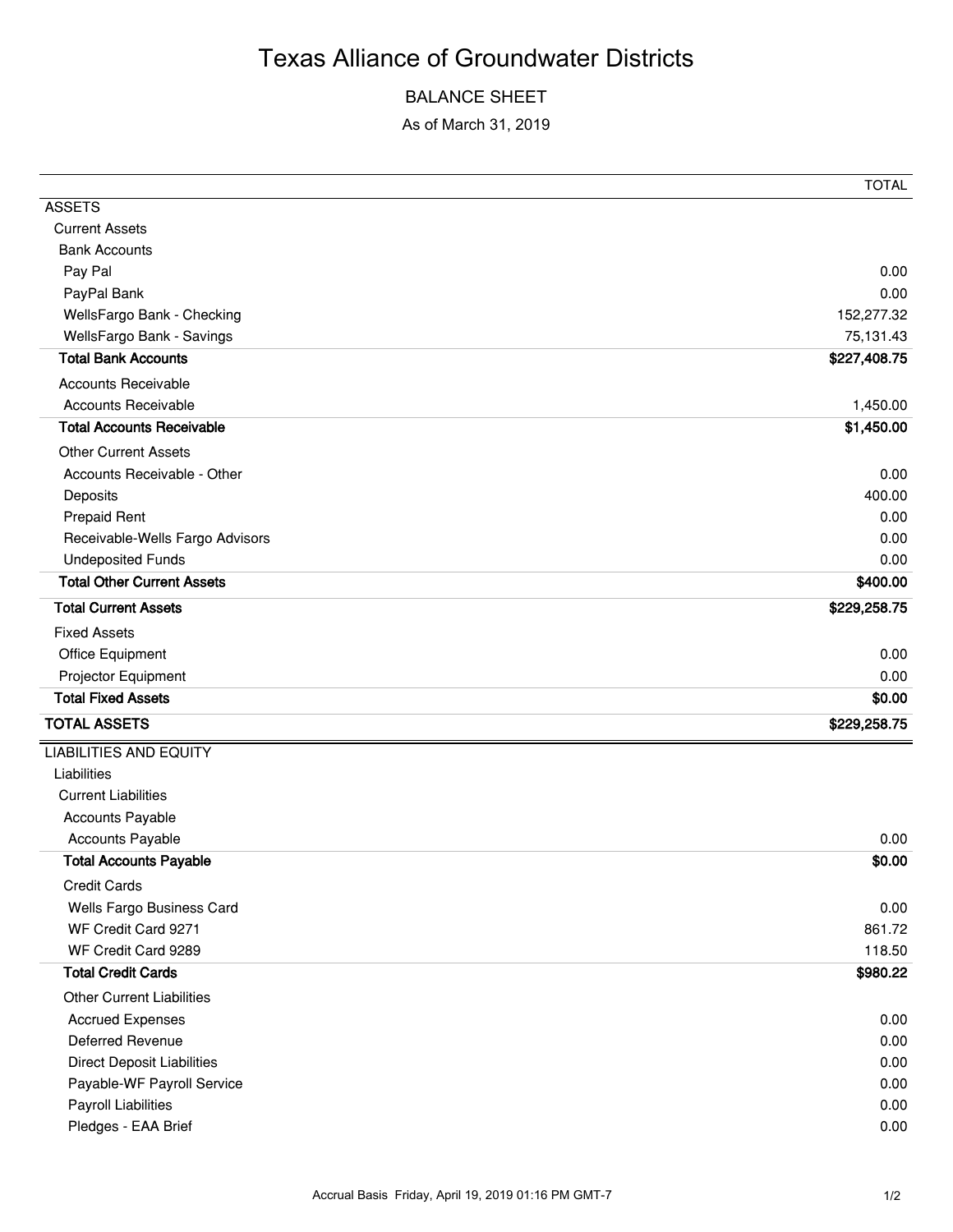# Texas Alliance of Groundwater Districts

## BALANCE SHEET

As of March 31, 2019

| | TOTAL |
|---|---|
| ASSETS | |
| Current Assets | |
| Bank Accounts | |
| Pay Pal | 0.00 |
| PayPal Bank | 0.00 |
| WellsFargo Bank - Checking | 152,277.32 |
| WellsFargo Bank - Savings | 75,131.43 |
| **Total Bank Accounts** | **$227,408.75** |
| Accounts Receivable | |
| Accounts Receivable | 1,450.00 |
| **Total Accounts Receivable** | **$1,450.00** |
| Other Current Assets | |
| Accounts Receivable - Other | 0.00 |
| Deposits | 400.00 |
| Prepaid Rent | 0.00 |
| Receivable-Wells Fargo Advisors | 0.00 |
| Undeposited Funds | 0.00 |
| **Total Other Current Assets** | **$400.00** |
| **Total Current Assets** | **$229,258.75** |
| Fixed Assets | |
| Office Equipment | 0.00 |
| Projector Equipment | 0.00 |
| **Total Fixed Assets** | **$0.00** |
| **TOTAL ASSETS** | **$229,258.75** |
| LIABILITIES AND EQUITY | |
| Liabilities | |
| Current Liabilities | |
| Accounts Payable | |
| Accounts Payable | 0.00 |
| **Total Accounts Payable** | **$0.00** |
| Credit Cards | |
| Wells Fargo Business Card | 0.00 |
| WF Credit Card 9271 | 861.72 |
| WF Credit Card 9289 | 118.50 |
| **Total Credit Cards** | **$980.22** |
| Other Current Liabilities | |
| Accrued Expenses | 0.00 |
| Deferred Revenue | 0.00 |
| Direct Deposit Liabilities | 0.00 |
| Payable-WF Payroll Service | 0.00 |
| Payroll Liabilities | 0.00 |
| Pledges - EAA Brief | 0.00 |

Accrual Basis Friday, April 19, 2019 01:16 PM GMT-7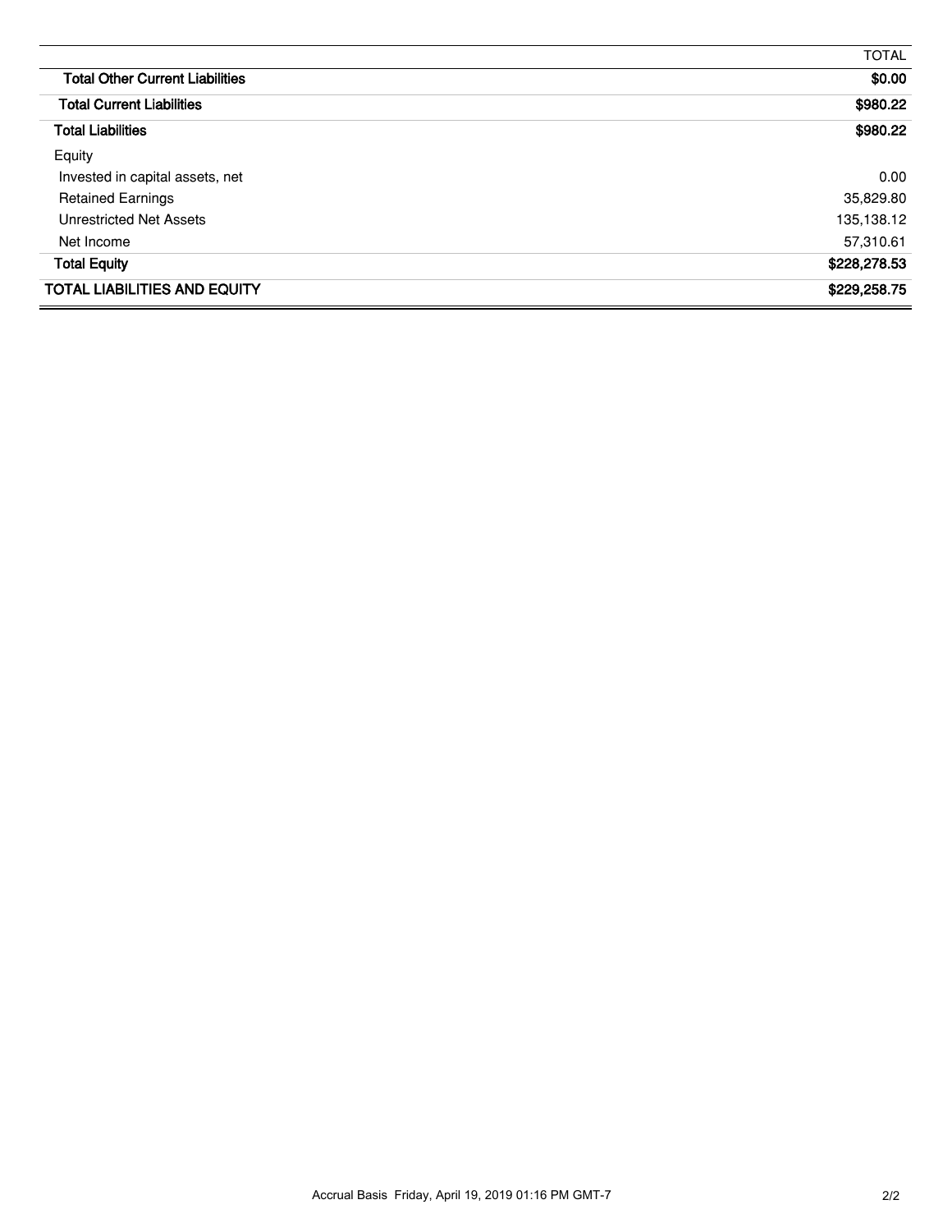| | TOTAL |
|---|---|
| **Total Other Current Liabilities** | **$0.00** |
| **Total Current Liabilities** | **$980.22** |
| **Total Liabilities** | **$980.22** |
| Equity | |
| Invested in capital assets, net | 0.00 |
| Retained Earnings | 35,829.80 |
| Unrestricted Net Assets | 135,138.12 |
| Net Income | 57,310.61 |
| **Total Equity** | **$228,278.53** |
| **TOTAL LIABILITIES AND EQUITY** | **$229,258.75** |

Accrual Basis Friday, April 19, 2019 01:16 PM GMT-7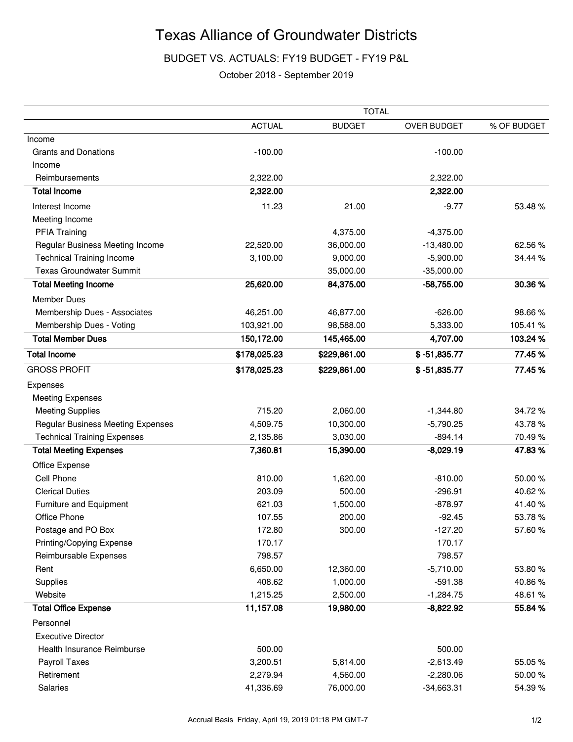# Texas Alliance of Groundwater Districts

## BUDGET VS. ACTUALS: FY19 BUDGET - FY19 P&L

October 2018 - September 2019

| | TOTAL | | | |
|---|---|---|---|---|
| | ACTUAL | BUDGET | OVER BUDGET | % OF BUDGET |
| Income | | | | |
| Grants and Donations | -100.00 | | -100.00 | |
| Income | | | | |
| Reimbursements | 2,322.00 | | 2,322.00 | |
| **Total Income** | **2,322.00** | | **2,322.00** | |
| Interest Income | 11.23 | 21.00 | -9.77 | 53.48 % |
| Meeting Income | | | | |
| PFIA Training | | 4,375.00 | -4,375.00 | |
| Regular Business Meeting Income | 22,520.00 | 36,000.00 | -13,480.00 | 62.56 % |
| Technical Training Income | 3,100.00 | 9,000.00 | -5,900.00 | 34.44 % |
| Texas Groundwater Summit | | 35,000.00 | -35,000.00 | |
| **Total Meeting Income** | **25,620.00** | **84,375.00** | **-58,755.00** | **30.36 %** |
| Member Dues | | | | |
| Membership Dues - Associates | 46,251.00 | 46,877.00 | -626.00 | 98.66 % |
| Membership Dues - Voting | 103,921.00 | 98,588.00 | 5,333.00 | 105.41 % |
| **Total Member Dues** | **150,172.00** | **145,465.00** | **4,707.00** | **103.24 %** |
| **Total Income** | **$178,025.23** | **$229,861.00** | **$ -51,835.77** | **77.45 %** |
| GROSS PROFIT | **$178,025.23** | **$229,861.00** | **$ -51,835.77** | **77.45 %** |
| Expenses | | | | |
| Meeting Expenses | | | | |
| Meeting Supplies | 715.20 | 2,060.00 | -1,344.80 | 34.72 % |
| Regular Business Meeting Expenses | 4,509.75 | 10,300.00 | -5,790.25 | 43.78 % |
| Technical Training Expenses | 2,135.86 | 3,030.00 | -894.14 | 70.49 % |
| **Total Meeting Expenses** | **7,360.81** | **15,390.00** | **-8,029.19** | **47.83 %** |
| Office Expense | | | | |
| Cell Phone | 810.00 | 1,620.00 | -810.00 | 50.00 % |
| Clerical Duties | 203.09 | 500.00 | -296.91 | 40.62 % |
| Furniture and Equipment | 621.03 | 1,500.00 | -878.97 | 41.40 % |
| Office Phone | 107.55 | 200.00 | -92.45 | 53.78 % |
| Postage and PO Box | 172.80 | 300.00 | -127.20 | 57.60 % |
| Printing/Copying Expense | 170.17 | | 170.17 | |
| Reimbursable Expenses | 798.57 | | 798.57 | |
| Rent | 6,650.00 | 12,360.00 | -5,710.00 | 53.80 % |
| Supplies | 408.62 | 1,000.00 | -591.38 | 40.86 % |
| Website | 1,215.25 | 2,500.00 | -1,284.75 | 48.61 % |
| **Total Office Expense** | **11,157.08** | **19,980.00** | **-8,822.92** | **55.84 %** |
| Personnel | | | | |
| Executive Director | | | | |
| Health Insurance Reimburse | 500.00 | | 500.00 | |
| Payroll Taxes | 3,200.51 | 5,814.00 | -2,613.49 | 55.05 % |
| Retirement | 2,279.94 | 4,560.00 | -2,280.06 | 50.00 % |
| Salaries | 41,336.69 | 76,000.00 | -34,663.31 | 54.39 % |

Accrual Basis Friday, April 19, 2019 01:18 PM GMT-7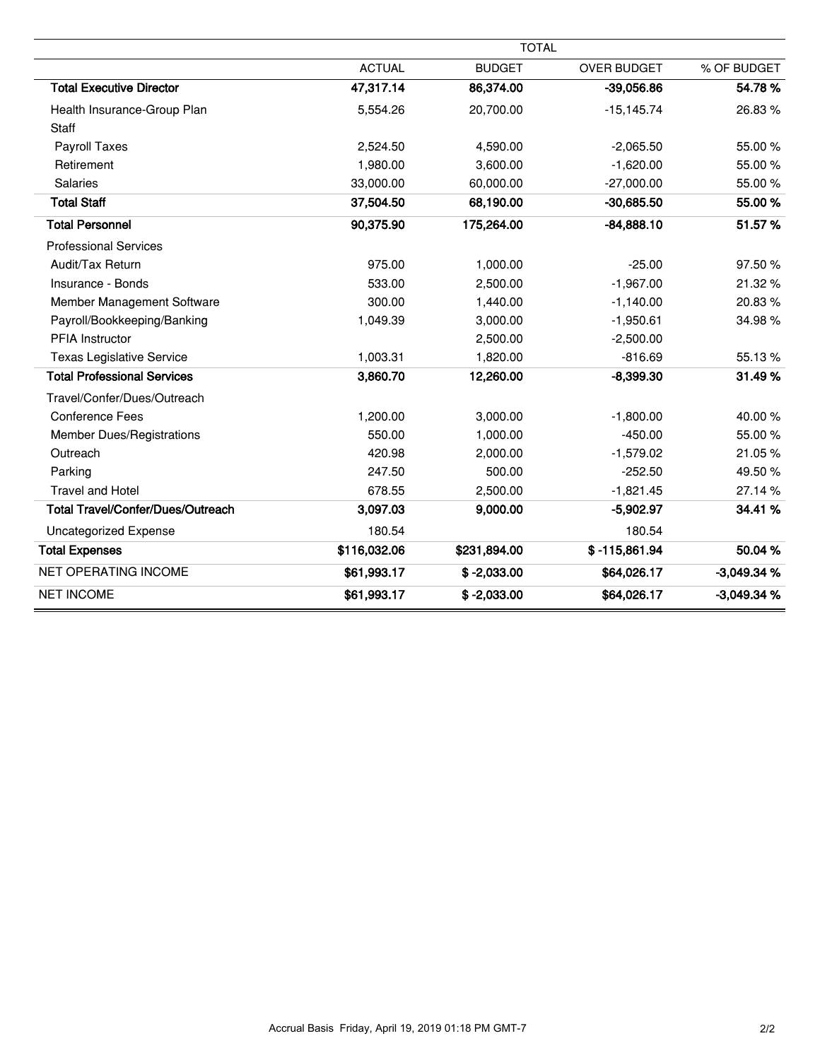| | TOTAL | | | |
|---|---|---|---|---|
| | ACTUAL | BUDGET | OVER BUDGET | % OF BUDGET |
| **Total Executive Director** | **47,317.14** | **86,374.00** | **-39,056.86** | **54.78 %** |
| Health Insurance-Group Plan | 5,554.26 | 20,700.00 | -15,145.74 | 26.83 % |
| Staff | | | | |
| Payroll Taxes | 2,524.50 | 4,590.00 | -2,065.50 | 55.00 % |
| Retirement | 1,980.00 | 3,600.00 | -1,620.00 | 55.00 % |
| Salaries | 33,000.00 | 60,000.00 | -27,000.00 | 55.00 % |
| **Total Staff** | **37,504.50** | **68,190.00** | **-30,685.50** | **55.00 %** |
| **Total Personnel** | **90,375.90** | **175,264.00** | **-84,888.10** | **51.57 %** |
| Professional Services | | | | |
| Audit/Tax Return | 975.00 | 1,000.00 | -25.00 | 97.50 % |
| Insurance - Bonds | 533.00 | 2,500.00 | -1,967.00 | 21.32 % |
| Member Management Software | 300.00 | 1,440.00 | -1,140.00 | 20.83 % |
| Payroll/Bookkeeping/Banking | 1,049.39 | 3,000.00 | -1,950.61 | 34.98 % |
| PFIA Instructor | | 2,500.00 | -2,500.00 | |
| Texas Legislative Service | 1,003.31 | 1,820.00 | -816.69 | 55.13 % |
| **Total Professional Services** | **3,860.70** | **12,260.00** | **-8,399.30** | **31.49 %** |
| Travel/Confer/Dues/Outreach | | | | |
| Conference Fees | 1,200.00 | 3,000.00 | -1,800.00 | 40.00 % |
| Member Dues/Registrations | 550.00 | 1,000.00 | -450.00 | 55.00 % |
| Outreach | 420.98 | 2,000.00 | -1,579.02 | 21.05 % |
| Parking | 247.50 | 500.00 | -252.50 | 49.50 % |
| Travel and Hotel | 678.55 | 2,500.00 | -1,821.45 | 27.14 % |
| **Total Travel/Confer/Dues/Outreach** | **3,097.03** | **9,000.00** | **-5,902.97** | **34.41 %** |
| Uncategorized Expense | 180.54 | | 180.54 | |
| **Total Expenses** | **$116,032.06** | **$231,894.00** | **$ -115,861.94** | **50.04 %** |
| NET OPERATING INCOME | **$61,993.17** | **$ -2,033.00** | **$64,026.17** | **-3,049.34 %** |
| NET INCOME | **$61,993.17** | **$ -2,033.00** | **$64,026.17** | **-3,049.34 %** |

Accrual Basis Friday, April 19, 2019 01:18 PM GMT-7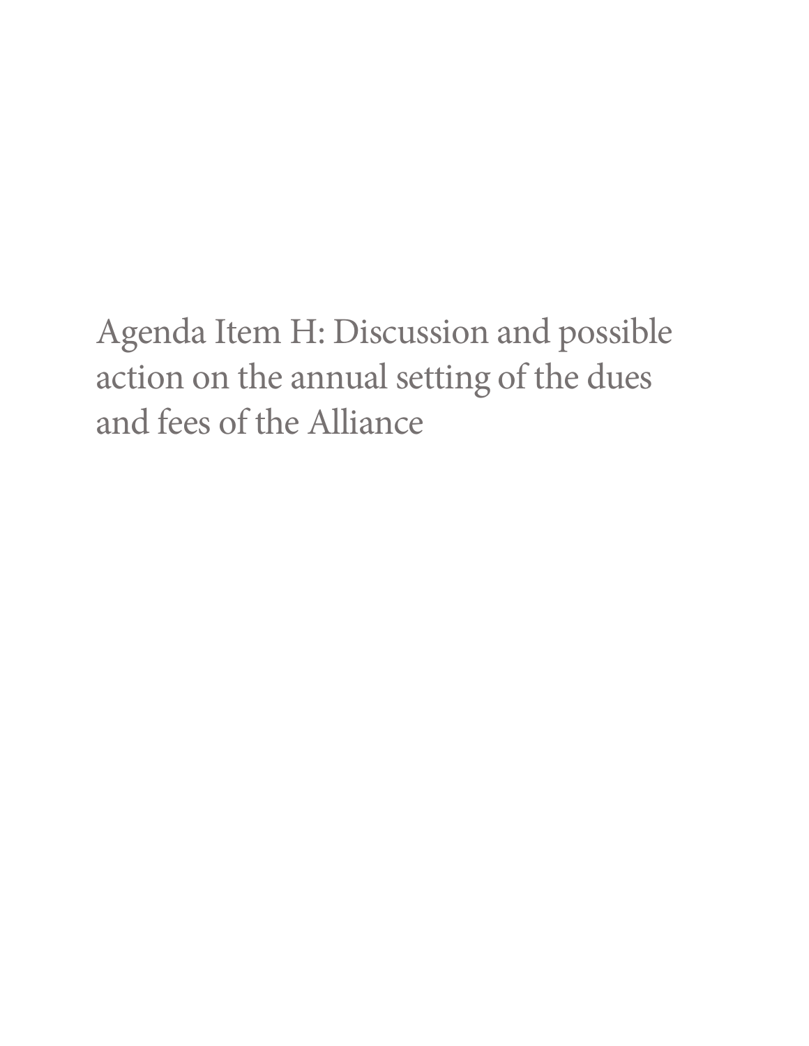# Agenda Item H: Discussion and possible action on the annual setting of the dues and fees of the Alliance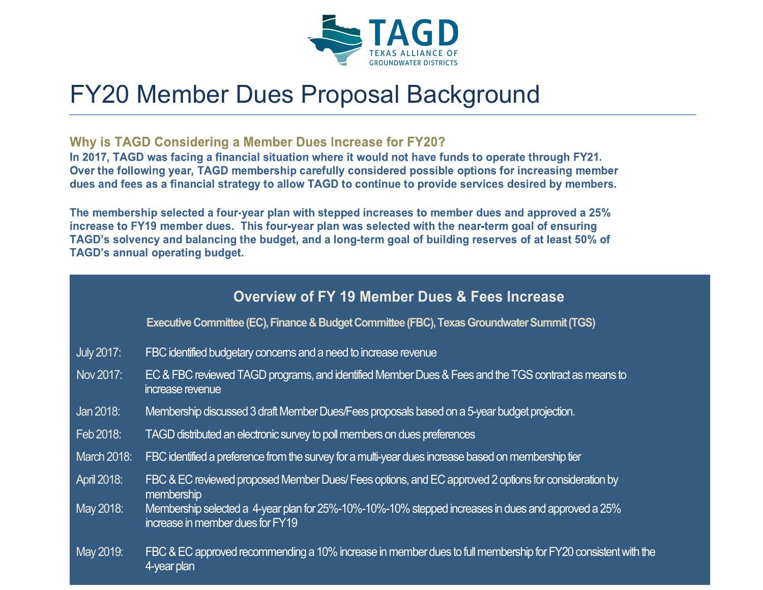TAGD

TEXAS ALLIANCE OF GROUNDWATER DISTRICTS

# FY20 Member Dues Proposal Background

### Why is TAGD Considering a Member Dues Increase for FY20?

**In 2017, TAGD was facing a financial situation where it would not have funds to operate through FY21. Over the following year, TAGD membership carefully considered possible options for increasing member dues and fees as a financial strategy to allow TAGD to continue to provide services desired by members.**

**The membership selected a four-year plan with stepped increases to member dues and approved a 25% increase to FY19 member dues. This four-year plan was selected with the near-term goal of ensuring TAGD's solvency and balancing the budget, and a long-term goal of building reserves of at least 50% of TAGD's annual operating budget.**

## Overview of FY 19 Member Dues & Fees Increase

**Executive Committee (EC), Finance & Budget Committee (FBC), Texas Groundwater Summit (TGS)**

| Date | Event |
|---|---|
| July 2017: | FBC identified budgetary concerns and a need to increase revenue |
| Nov 2017: | EC & FBC reviewed TAGD programs, and identified Member Dues & Fees and the TGS contract as means to increase revenue |
| Jan 2018: | Membership discussed 3 draft Member Dues/Fees proposals based on a 5-year budget projection. |
| Feb 2018: | TAGD distributed an electronic survey to poll members on dues preferences |
| March 2018: | FBC identified a preference from the survey for a multi-year dues increase based on membership tier |
| April 2018: | FBC & EC reviewed proposed Member Dues/ Fees options, and EC approved 2 options for consideration by membership |
| May 2018: | Membership selected a 4-year plan for 25%-10%-10%-10% stepped increases in dues and approved a 25% increase in member dues for FY19 |
| May 2019: | FBC & EC approved recommending a 10% increase in member dues to full membership for FY20 consistent with the 4-year plan |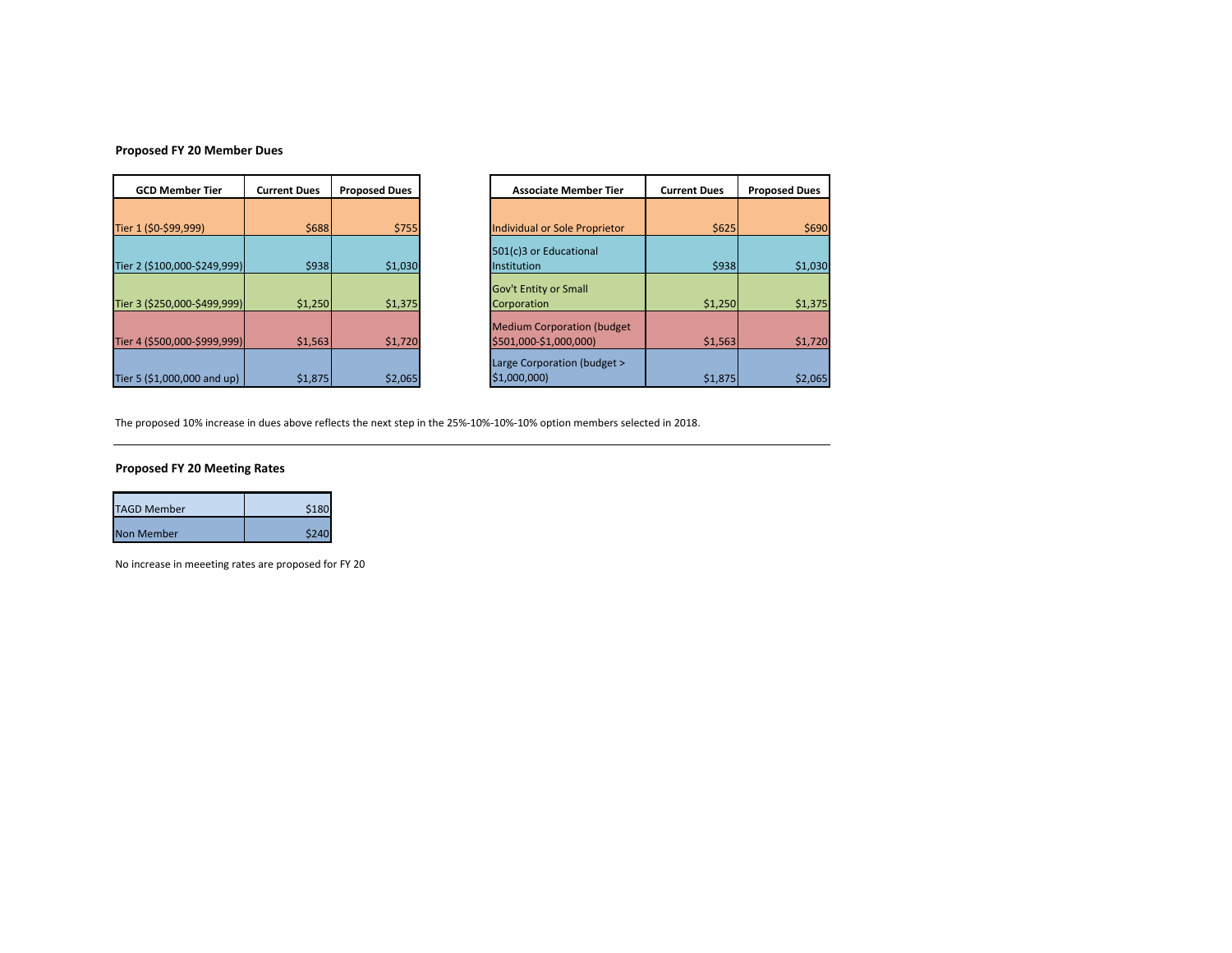**Proposed FY 20 Member Dues**

| GCD Member Tier | Current Dues | Proposed Dues |
|---|---|---|
| Tier 1 ($0-$99,999) | $688 | $755 |
| Tier 2 ($100,000-$249,999) | $938 | $1,030 |
| Tier 3 ($250,000-$499,999) | $1,250 | $1,375 |
| Tier 4 ($500,000-$999,999) | $1,563 | $1,720 |
| Tier 5 ($1,000,000 and up) | $1,875 | $2,065 |

| Associate Member Tier | Current Dues | Proposed Dues |
|---|---|---|
| Individual or Sole Proprietor | $625 | $690 |
| 501(c)3 or Educational Institution | $938 | $1,030 |
| Gov't Entity or Small Corporation | $1,250 | $1,375 |
| Medium Corporation (budget $501,000-$1,000,000) | $1,563 | $1,720 |
| Large Corporation (budget > $1,000,000) | $1,875 | $2,065 |

The proposed 10% increase in dues above reflects the next step in the 25%-10%-10%-10% option members selected in 2018.

---

**Proposed FY 20 Meeting Rates**

| | |
|---|---|
| TAGD Member | $180 |
| Non Member | $240 |

No increase in meeeting rates are proposed for FY 20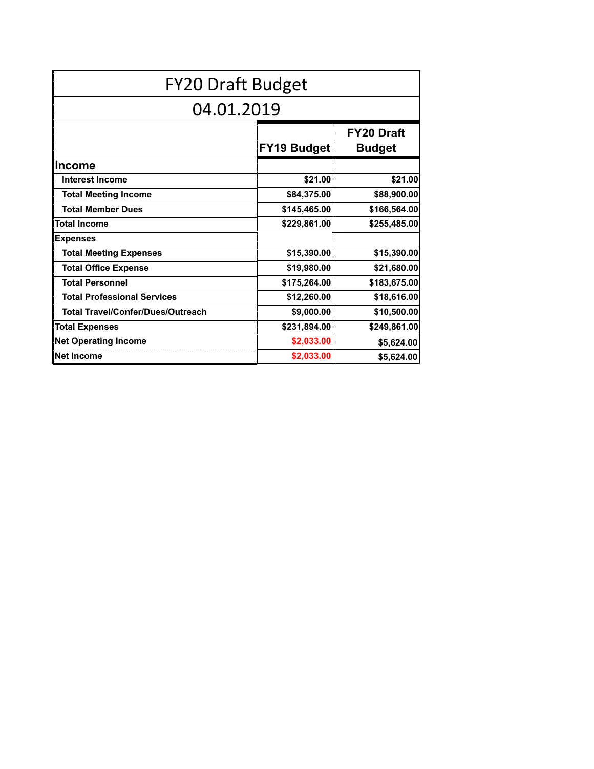| FY20 Draft Budget | | |
|---|---|---|
| 04.01.2019 | | |
| | **FY19 Budget** | **FY20 Draft Budget** |
| **Income** | | |
| **Interest Income** | **$21.00** | **$21.00** |
| **Total Meeting Income** | **$84,375.00** | **$88,900.00** |
| **Total Member Dues** | **$145,465.00** | **$166,564.00** |
| **Total Income** | **$229,861.00** | **$255,485.00** |
| **Expenses** | | |
| **Total Meeting Expenses** | **$15,390.00** | **$15,390.00** |
| **Total Office Expense** | **$19,980.00** | **$21,680.00** |
| **Total Personnel** | **$175,264.00** | **$183,675.00** |
| **Total Professional Services** | **$12,260.00** | **$18,616.00** |
| **Total Travel/Confer/Dues/Outreach** | **$9,000.00** | **$10,500.00** |
| **Total Expenses** | **$231,894.00** | **$249,861.00** |
| **Net Operating Income** | **$2,033.00** | **$5,624.00** |
| **Net Income** | **$2,033.00** | **$5,624.00** |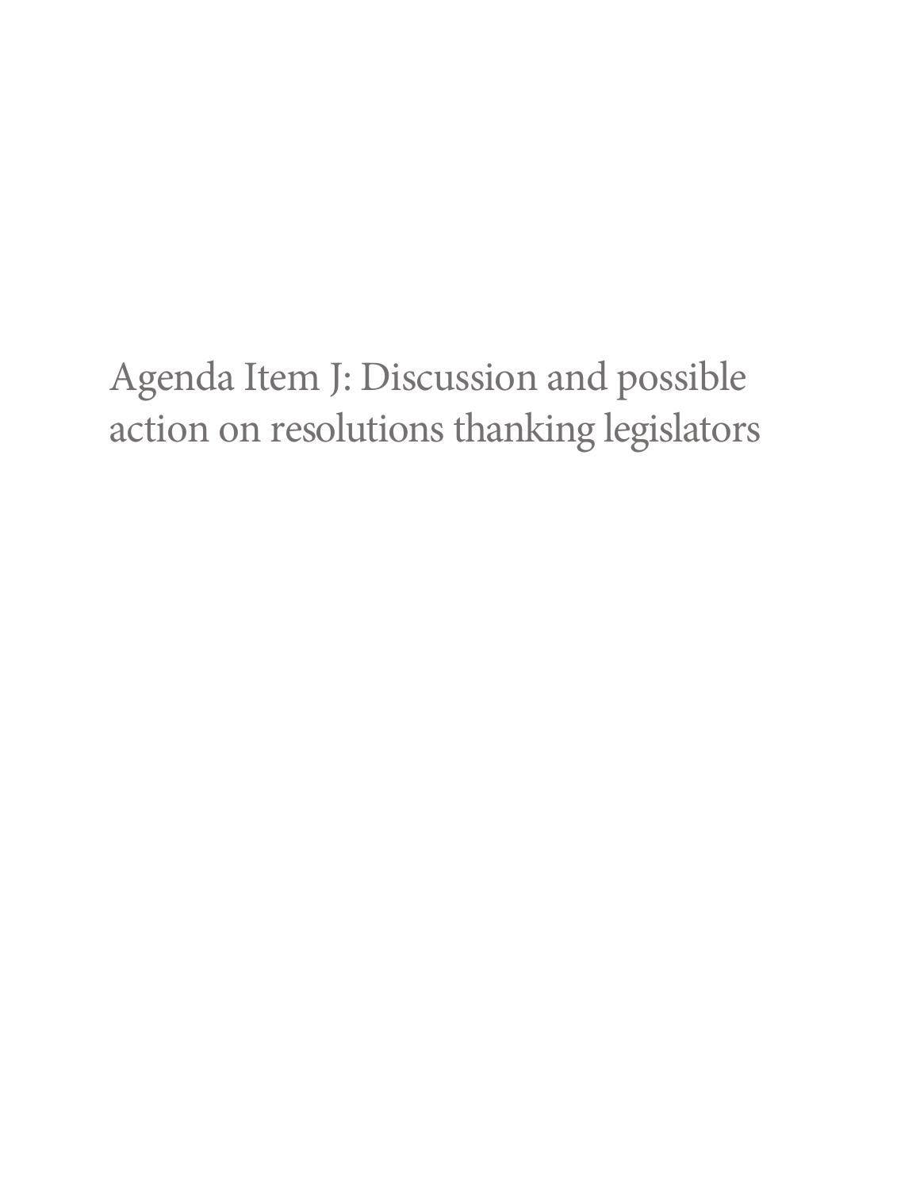# Agenda Item J: Discussion and possible action on resolutions thanking legislators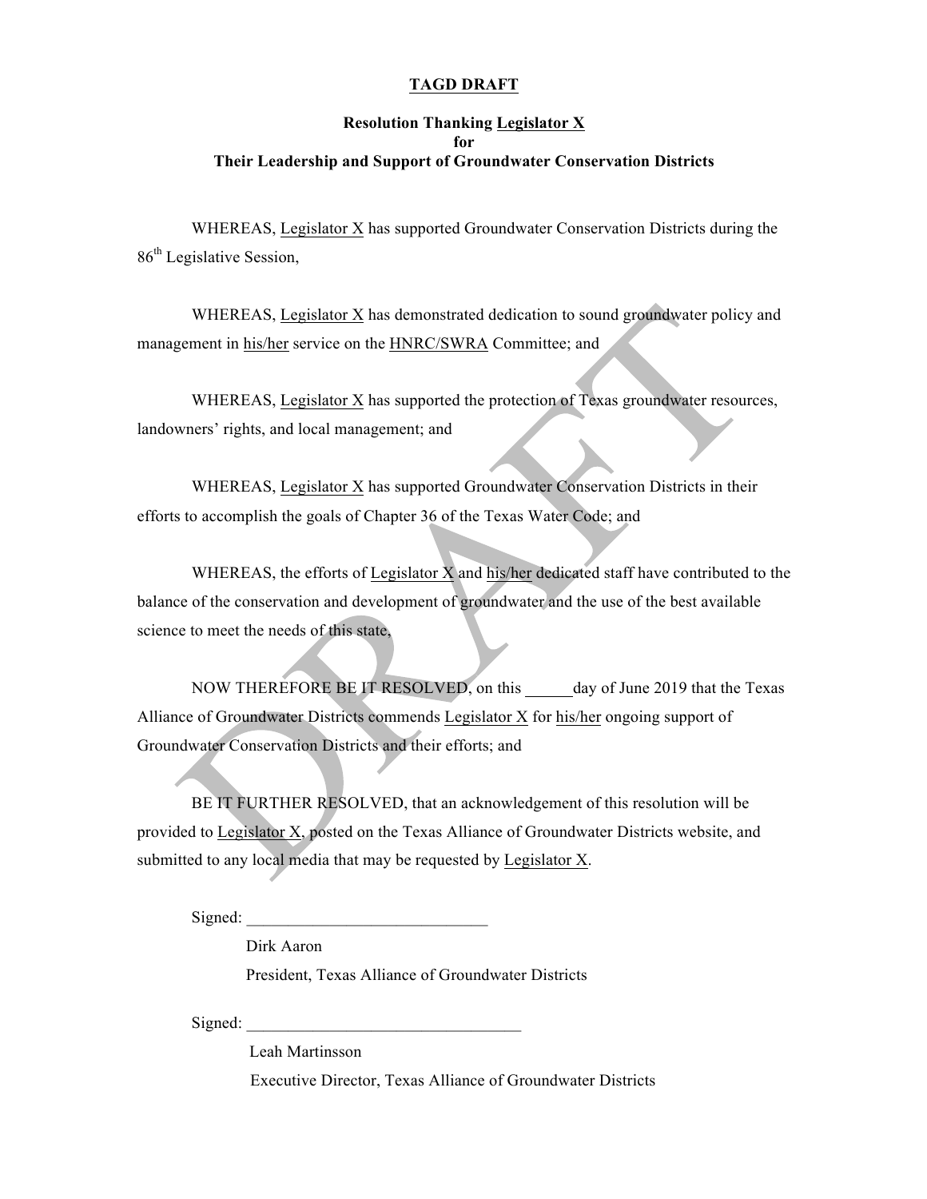**TAGD DRAFT**

**Resolution Thanking Legislator X**
**for**
**Their Leadership and Support of Groundwater Conservation Districts**

WHEREAS, Legislator X has supported Groundwater Conservation Districts during the 86th Legislative Session,

WHEREAS, Legislator X has demonstrated dedication to sound groundwater policy and management in his/her service on the HNRC/SWRA Committee; and

WHEREAS, Legislator X has supported the protection of Texas groundwater resources, landowners' rights, and local management; and

WHEREAS, Legislator X has supported Groundwater Conservation Districts in their efforts to accomplish the goals of Chapter 36 of the Texas Water Code; and

WHEREAS, the efforts of Legislator X and his/her dedicated staff have contributed to the balance of the conservation and development of groundwater and the use of the best available science to meet the needs of this state,

NOW THEREFORE BE IT RESOLVED, on this ______ day of June 2019 that the Texas Alliance of Groundwater Districts commends Legislator X for his/her ongoing support of Groundwater Conservation Districts and their efforts; and

BE IT FURTHER RESOLVED, that an acknowledgement of this resolution will be provided to Legislator X, posted on the Texas Alliance of Groundwater Districts website, and submitted to any local media that may be requested by Legislator X.

Signed: ____________________________

Dirk Aaron
President, Texas Alliance of Groundwater Districts

Signed: ________________________________

Leah Martinsson
Executive Director, Texas Alliance of Groundwater Districts

DRAFT